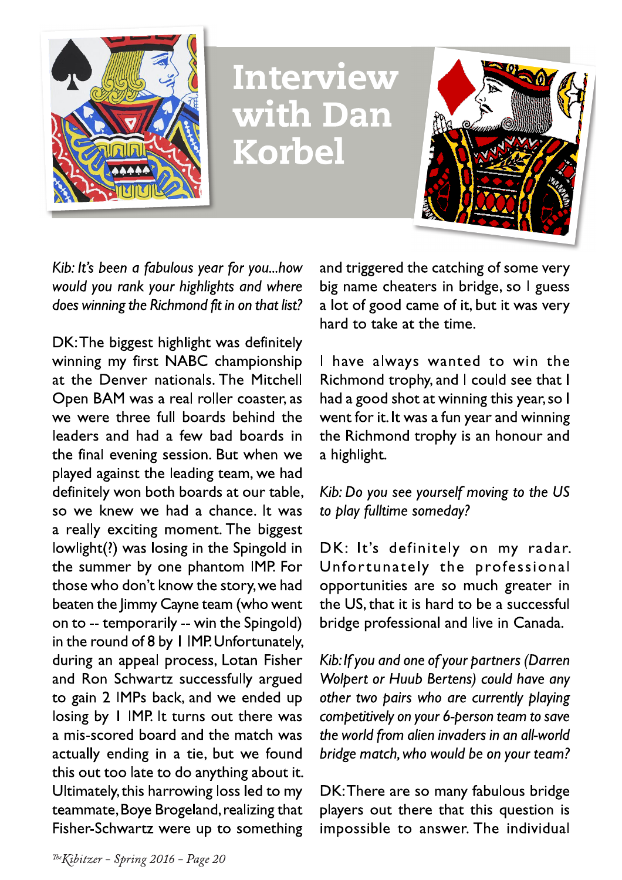# Interview with Dan Korbel

*Kib: It's been a fabulous year for you...how would you rank your highlights and where does winning the Richmond fit in on that list?*

DK: The biggest highlight was definitely winning my first NABC championship at the Denver nationals. The Mitchell Open BAM was a real roller coaster, as we were three full boards behind the leaders and had a few bad boards in the final evening session. But when we played against the leading team, we had definitely won both boards at our table, so we knew we had a chance. It was a really exciting moment. The biggest lowlight(?) was losing in the Spingold in the summer by one phantom IMP. For those who don't know the story, we had beaten the Jimmy Cayne team (who went on to -- temporarily -- win the Spingold) in the round of 8 by 1 IMP. Unfortunately, during an appeal process, Lotan Fisher and Ron Schwartz successfully argued to gain 2 IMPs back, and we ended up losing by 1 IMP. It turns out there was a mis-scored board and the match was actually ending in a tie, but we found this out too late to do anything about it. Ultimately, this harrowing loss led to my teammate, Boye Brogeland, realizing that Fisher-Schwartz were up to something and triggered the catching of some very big name cheaters in bridge, so I guess a lot of good came of it, but it was very hard to take at the time.

I have always wanted to win the Richmond trophy, and I could see that I had a good shot at winning this year, so I went for it. It was a fun year and winning the Richmond trophy is an honour and a highlight.

*Kib: Do you see yourself moving to the US to play fulltime someday?*

DK: It's definitely on my radar. Unfortunately the professional opportunities are so much greater in the US, that it is hard to be a successful bridge professional and live in Canada.

*Kib: If you and one of your partners (Darren Wolpert or Huub Bertens) could have any other two pairs who are currently playing competitively on your 6-person team to save the world from alien invaders in an all-world bridge match, who would be on your team?*

DK: There are so many fabulous bridge players out there that this question is impossible to answer. The individual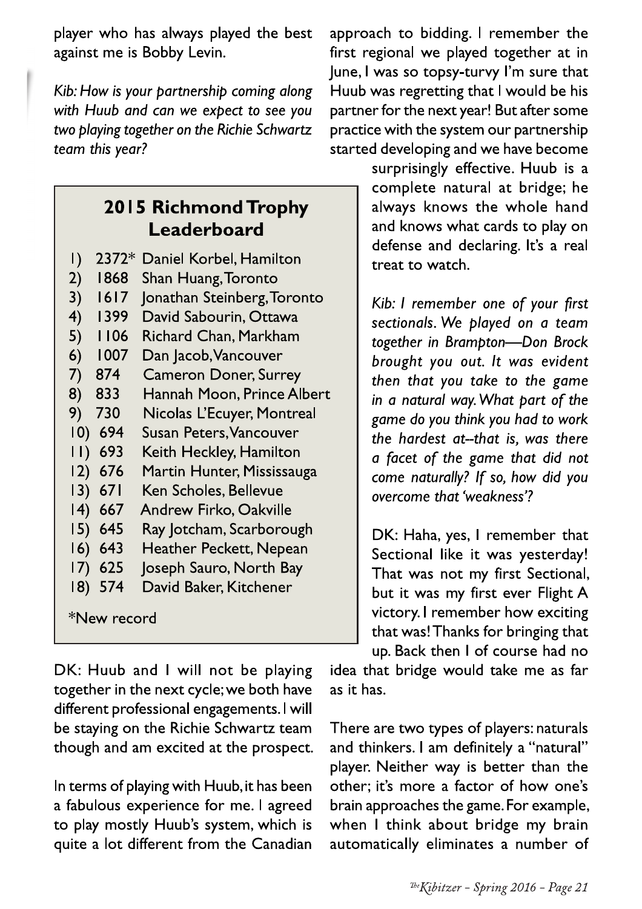player who has always played the best against me is Bobby Levin.

*Kib: How is your partnership coming along with Huub and can we expect to see you two playing together on the Richie Schwartz team this year?*

DK: Huub and I will not be playing together in the next cycle; we both have different professional engagements. I will be staying on the Richie Schwartz team though and am excited at the prospect.

In terms of playing with Huub, it has been a fabulous experience for me. I agreed to play mostly Huub's system, which is quite a lot different from the Canadian approach to bidding. I remember the first regional we played together at in June, I was so topsy-turvy I'm sure that Huub was regretting that I would be his partner for the next year! But after some practice with the system our partnership started developing and we have become surprisingly effective. Huub is a complete natural at bridge; he always knows the whole hand and knows what cards to play on defense and declaring. It's a real treat to watch.

*Kib: I remember one of your first sectionals. We played on a team together in Brampton—Don Brock brought you out. It was evident then that you take to the game in a natural way. What part of the game do you think you had to work the hardest at--that is, was there a facet of the game that did not come naturally? If so, how did you overcome that 'weakness'?*

DK: Haha, yes, I remember that Sectional like it was yesterday! That was not my first Sectional, but it was my first ever Flight A victory. I remember how exciting that was! Thanks for bringing that up. Back then I of course had no idea that bridge would take me as far as it has.

There are two types of players: naturals and thinkers. I am definitely a "natural" player. Neither way is better than the other; it's more a factor of how one's brain approaches the game. For example, when I think about bridge my brain automatically eliminates a number of

## 2015 Richmond Trophy Leaderboard

| Rank | Points | Name |
|---|---|---|
| 1) | 2372* | Daniel Korbel, Hamilton |
| 2) | 1868 | Shan Huang, Toronto |
| 3) | 1617 | Jonathan Steinberg, Toronto |
| 4) | 1399 | David Sabourin, Ottawa |
| 5) | 1106 | Richard Chan, Markham |
| 6) | 1007 | Dan Jacob, Vancouver |
| 7) | 874 | Cameron Doner, Surrey |
| 8) | 833 | Hannah Moon, Prince Albert |
| 9) | 730 | Nicolas L'Ecuyer, Montreal |
| 10) | 694 | Susan Peters, Vancouver |
| 11) | 693 | Keith Heckley, Hamilton |
| 12) | 676 | Martin Hunter, Mississauga |
| 13) | 671 | Ken Scholes, Bellevue |
| 14) | 667 | Andrew Firko, Oakville |
| 15) | 645 | Ray Jotcham, Scarborough |
| 16) | 643 | Heather Peckett, Nepean |
| 17) | 625 | Joseph Sauro, North Bay |
| 18) | 574 | David Baker, Kitchener |

*New record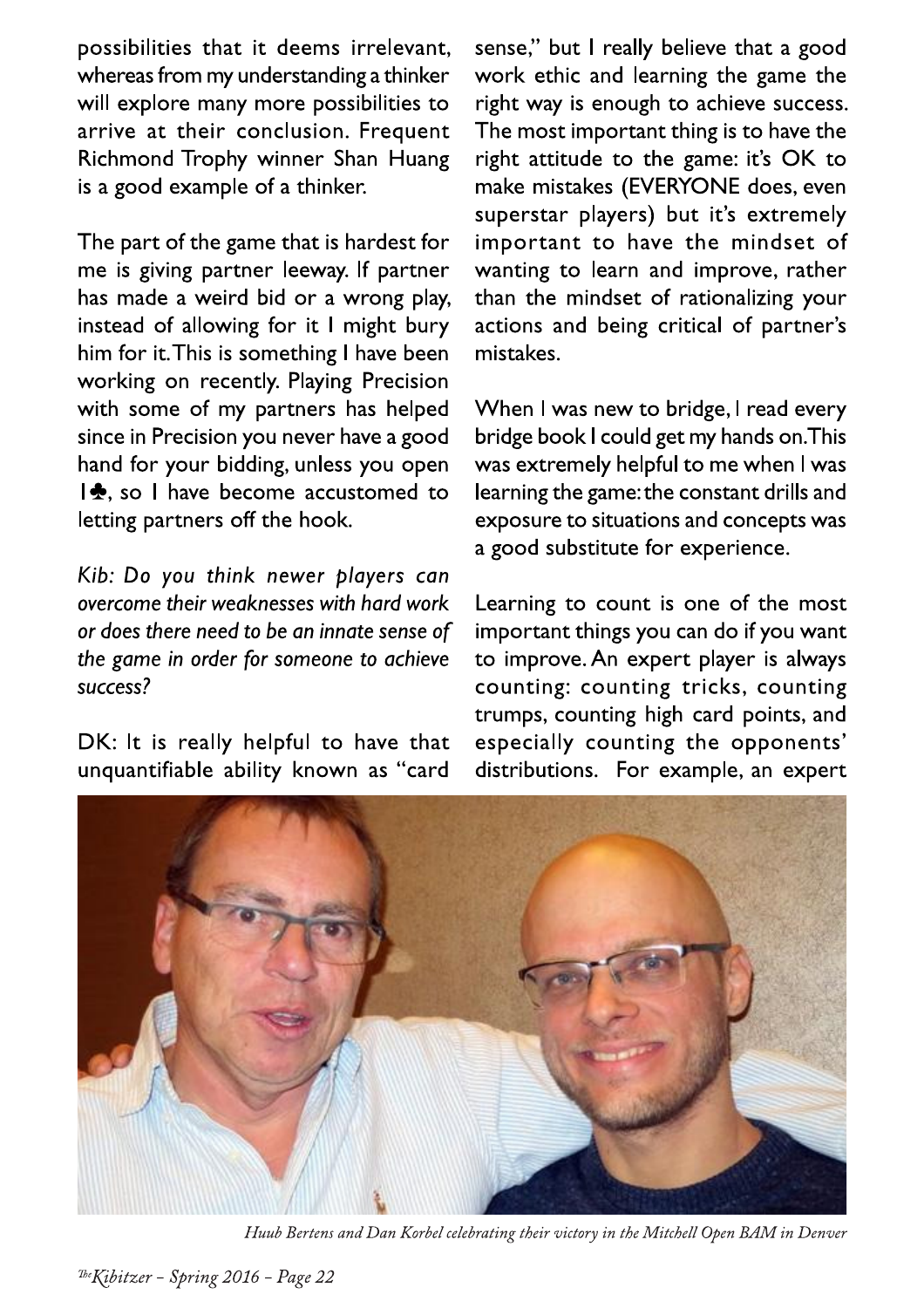possibilities that it deems irrelevant, whereas from my understanding a thinker will explore many more possibilities to arrive at their conclusion. Frequent Richmond Trophy winner Shan Huang is a good example of a thinker.

The part of the game that is hardest for me is giving partner leeway. If partner has made a weird bid or a wrong play, instead of allowing for it I might bury him for it. This is something I have been working on recently. Playing Precision with some of my partners has helped since in Precision you never have a good hand for your bidding, unless you open 1♣, so I have become accustomed to letting partners off the hook.

*Kib: Do you think newer players can overcome their weaknesses with hard work or does there need to be an innate sense of the game in order for someone to achieve success?*

DK: It is really helpful to have that unquantifiable ability known as "card sense," but I really believe that a good work ethic and learning the game the right way is enough to achieve success. The most important thing is to have the right attitude to the game: it's OK to make mistakes (EVERYONE does, even superstar players) but it's extremely important to have the mindset of wanting to learn and improve, rather than the mindset of rationalizing your actions and being critical of partner's mistakes.

When I was new to bridge, I read every bridge book I could get my hands on. This was extremely helpful to me when I was learning the game: the constant drills and exposure to situations and concepts was a good substitute for experience.

Learning to count is one of the most important things you can do if you want to improve. An expert player is always counting: counting tricks, counting trumps, counting high card points, and especially counting the opponents' distributions. For example, an expert

*Huub Bertens and Dan Korbel celebrating their victory in the Mitchell Open BAM in Denver*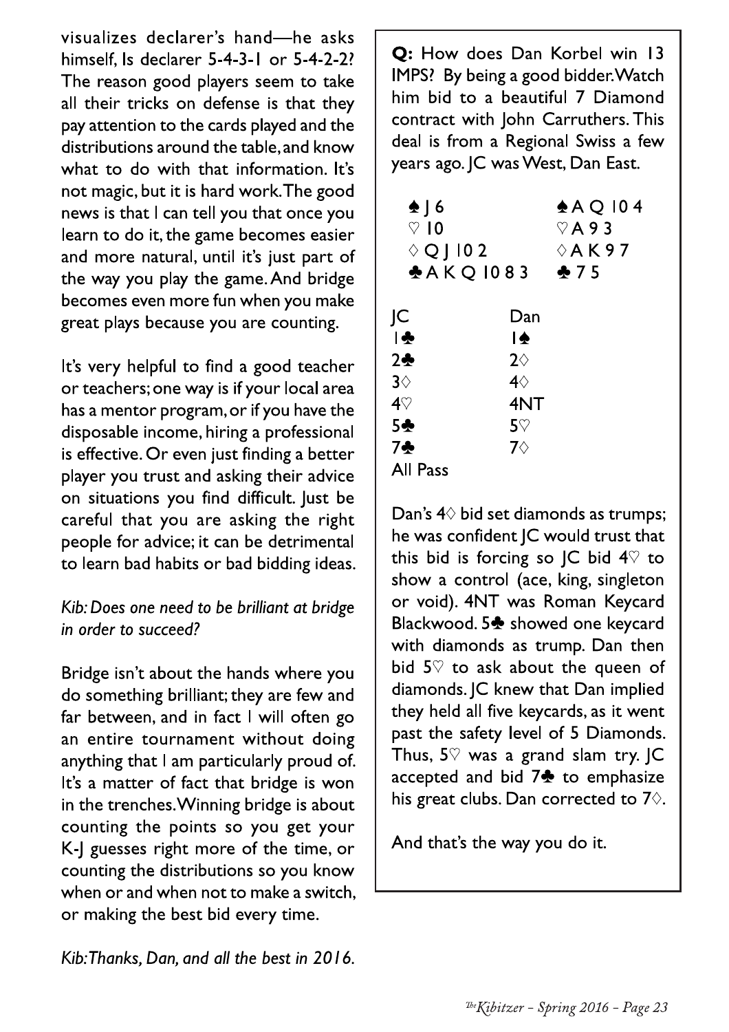visualizes declarer's hand—he asks himself, Is declarer 5-4-3-1 or 5-4-2-2? The reason good players seem to take all their tricks on defense is that they pay attention to the cards played and the distributions around the table, and know what to do with that information. It's not magic, but it is hard work. The good news is that I can tell you that once you learn to do it, the game becomes easier and more natural, until it's just part of the way you play the game. And bridge becomes even more fun when you make great plays because you are counting.

It's very helpful to find a good teacher or teachers; one way is if your local area has a mentor program, or if you have the disposable income, hiring a professional is effective. Or even just finding a better player you trust and asking their advice on situations you find difficult. Just be careful that you are asking the right people for advice; it can be detrimental to learn bad habits or bad bidding ideas.

*Kib: Does one need to be brilliant at bridge in order to succeed?*

Bridge isn't about the hands where you do something brilliant; they are few and far between, and in fact I will often go an entire tournament without doing anything that I am particularly proud of. It's a matter of fact that bridge is won in the trenches. Winning bridge is about counting the points so you get your K-J guesses right more of the time, or counting the distributions so you know when or and when not to make a switch, or making the best bid every time.

*Kib: Thanks, Dan, and all the best in 2016.*

**Q:** How does Dan Korbel win 13 IMPS? By being a good bidder. Watch him bid to a beautiful 7 Diamond contract with John Carruthers. This deal is from a Regional Swiss a few years ago. JC was West, Dan East.

| | |
|---|---|
| ♠ J 6 | ♠ A Q 10 4 |
| ♡ 10 | ♡ A 9 3 |
| ♢ Q J 10 2 | ♢ A K 9 7 |
| ♣ A K Q 10 8 3 | ♣ 7 5 |

| JC | Dan |
|---|---|
| 1♣ | 1♠ |
| 2♣ | 2♢ |
| 3♢ | 4♢ |
| 4♡ | 4NT |
| 5♣ | 5♡ |
| 7♣ | 7♢ |
| All Pass | |

Dan's 4♢ bid set diamonds as trumps; he was confident JC would trust that this bid is forcing so JC bid 4♡ to show a control (ace, king, singleton or void). 4NT was Roman Keycard Blackwood. 5♣ showed one keycard with diamonds as trump. Dan then bid 5♡ to ask about the queen of diamonds. JC knew that Dan implied they held all five keycards, as it went past the safety level of 5 Diamonds. Thus, 5♡ was a grand slam try. JC accepted and bid 7♣ to emphasize his great clubs. Dan corrected to 7♢.

And that's the way you do it.